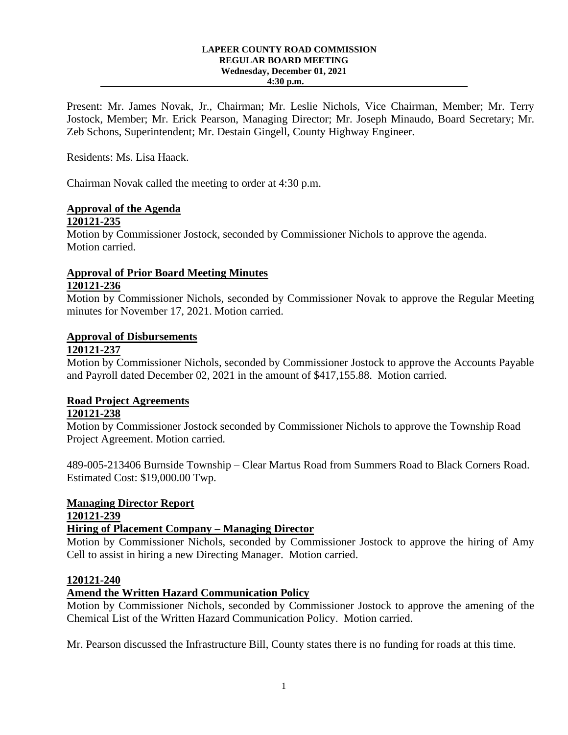**LAPEER COUNTY ROAD COMMISSION**
**REGULAR BOARD MEETING**
**Wednesday, December 01, 2021**
**4:30 p.m.**

Present: Mr. James Novak, Jr., Chairman; Mr. Leslie Nichols, Vice Chairman, Member; Mr. Terry Jostock, Member; Mr. Erick Pearson, Managing Director; Mr. Joseph Minaudo, Board Secretary; Mr. Zeb Schons, Superintendent; Mr. Destain Gingell, County Highway Engineer.

Residents: Ms. Lisa Haack.

Chairman Novak called the meeting to order at 4:30 p.m.

**Approval of the Agenda**
**120121-235**
Motion by Commissioner Jostock, seconded by Commissioner Nichols to approve the agenda. Motion carried.

**Approval of Prior Board Meeting Minutes**
**120121-236**
Motion by Commissioner Nichols, seconded by Commissioner Novak to approve the Regular Meeting minutes for November 17, 2021. Motion carried.

**Approval of Disbursements**
**120121-237**
Motion by Commissioner Nichols, seconded by Commissioner Jostock to approve the Accounts Payable and Payroll dated December 02, 2021 in the amount of $417,155.88. Motion carried.

**Road Project Agreements**
**120121-238**
Motion by Commissioner Jostock seconded by Commissioner Nichols to approve the Township Road Project Agreement. Motion carried.

489-005-213406 Burnside Township – Clear Martus Road from Summers Road to Black Corners Road. Estimated Cost: $19,000.00 Twp.

**Managing Director Report**
**120121-239**
**Hiring of Placement Company – Managing Director**
Motion by Commissioner Nichols, seconded by Commissioner Jostock to approve the hiring of Amy Cell to assist in hiring a new Directing Manager. Motion carried.

**120121-240**
**Amend the Written Hazard Communication Policy**
Motion by Commissioner Nichols, seconded by Commissioner Jostock to approve the amening of the Chemical List of the Written Hazard Communication Policy. Motion carried.

Mr. Pearson discussed the Infrastructure Bill, County states there is no funding for roads at this time.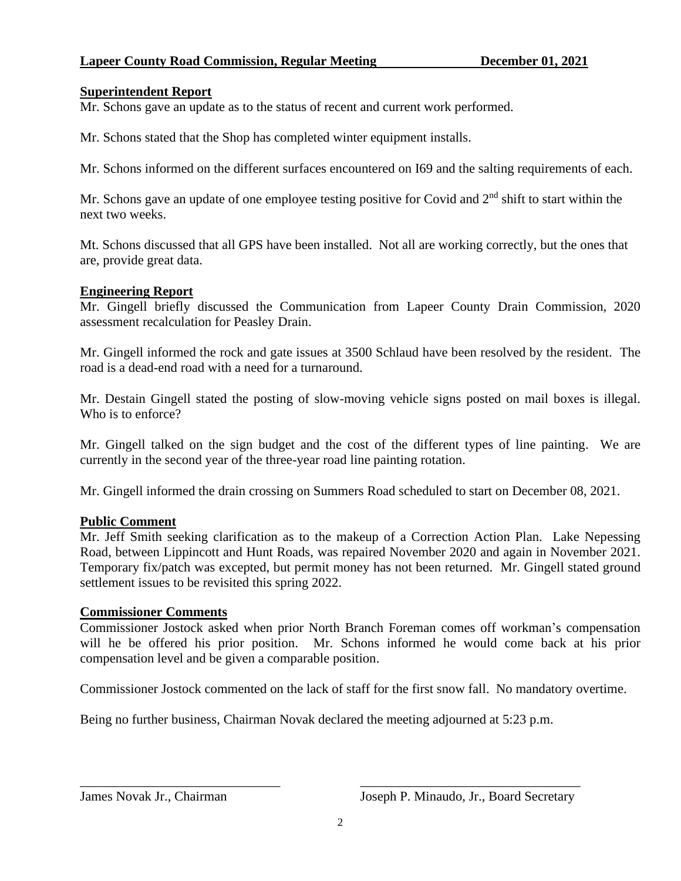**Lapeer County Road Commission, Regular Meeting December 01, 2021**

**Superintendent Report**

Mr. Schons gave an update as to the status of recent and current work performed.

Mr. Schons stated that the Shop has completed winter equipment installs.

Mr. Schons informed on the different surfaces encountered on I69 and the salting requirements of each.

Mr. Schons gave an update of one employee testing positive for Covid and 2nd shift to start within the next two weeks.

Mt. Schons discussed that all GPS have been installed. Not all are working correctly, but the ones that are, provide great data.

**Engineering Report**

Mr. Gingell briefly discussed the Communication from Lapeer County Drain Commission, 2020 assessment recalculation for Peasley Drain.

Mr. Gingell informed the rock and gate issues at 3500 Schlaud have been resolved by the resident. The road is a dead-end road with a need for a turnaround.

Mr. Destain Gingell stated the posting of slow-moving vehicle signs posted on mail boxes is illegal. Who is to enforce?

Mr. Gingell talked on the sign budget and the cost of the different types of line painting. We are currently in the second year of the three-year road line painting rotation.

Mr. Gingell informed the drain crossing on Summers Road scheduled to start on December 08, 2021.

**Public Comment**

Mr. Jeff Smith seeking clarification as to the makeup of a Correction Action Plan. Lake Nepessing Road, between Lippincott and Hunt Roads, was repaired November 2020 and again in November 2021. Temporary fix/patch was excepted, but permit money has not been returned. Mr. Gingell stated ground settlement issues to be revisited this spring 2022.

**Commissioner Comments**

Commissioner Jostock asked when prior North Branch Foreman comes off workman's compensation will he be offered his prior position. Mr. Schons informed he would come back at his prior compensation level and be given a comparable position.

Commissioner Jostock commented on the lack of staff for the first snow fall. No mandatory overtime.

Being no further business, Chairman Novak declared the meeting adjourned at 5:23 p.m.

\_\_\_\_\_\_\_\_\_\_\_\_\_\_\_\_\_\_\_\_\_\_\_\_\_\_\_\_\_\_ \_\_\_\_\_\_\_\_\_\_\_\_\_\_\_\_\_\_\_\_\_\_\_\_\_\_\_\_\_\_

James Novak Jr., Chairman Joseph P. Minaudo, Jr., Board Secretary